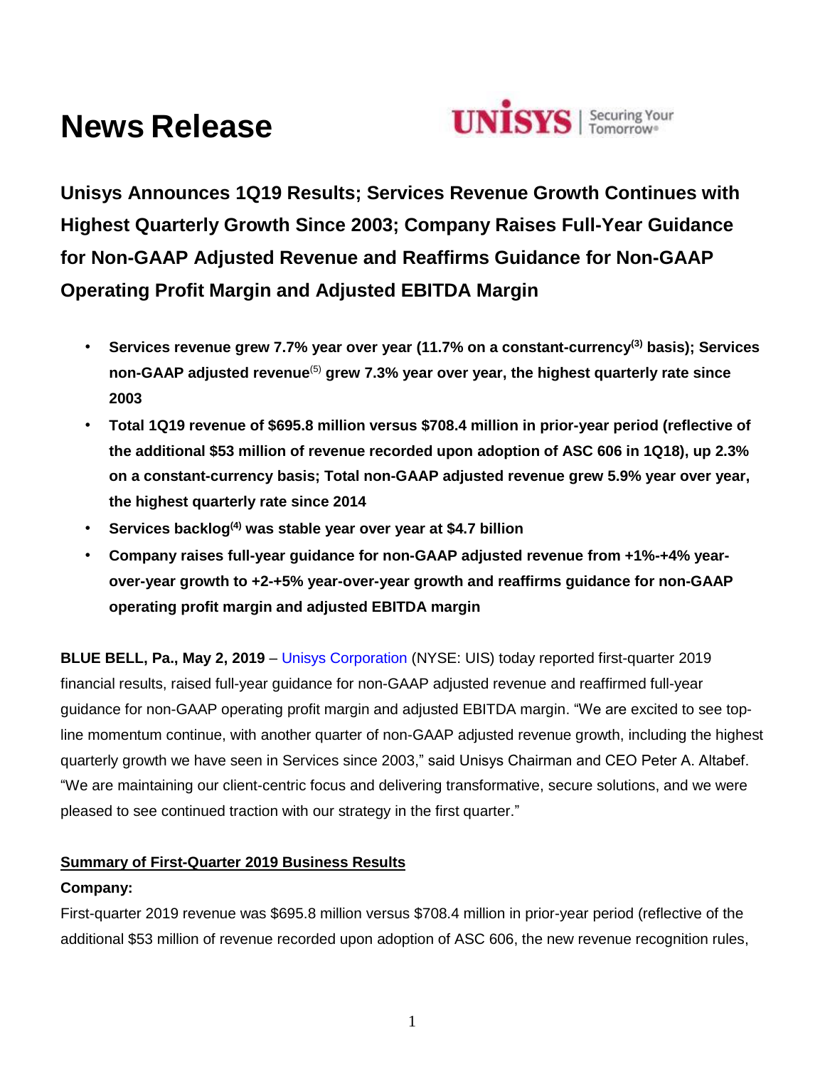# News Release

UNISYS | Securing Your Tomorrow®

## Unisys Announces 1Q19 Results; Services Revenue Growth Continues with Highest Quarterly Growth Since 2003; Company Raises Full-Year Guidance for Non-GAAP Adjusted Revenue and Reaffirms Guidance for Non-GAAP Operating Profit Margin and Adjusted EBITDA Margin

- **Services revenue grew 7.7% year over year (11.7% on a constant-currency[3] basis); Services non-GAAP adjusted revenue[5] grew 7.3% year over year, the highest quarterly rate since 2003**
- **Total 1Q19 revenue of $695.8 million versus $708.4 million in prior-year period (reflective of the additional $53 million of revenue recorded upon adoption of ASC 606 in 1Q18), up 2.3% on a constant-currency basis; Total non-GAAP adjusted revenue grew 5.9% year over year, the highest quarterly rate since 2014**
- **Services backlog[4] was stable year over year at $4.7 billion**
- **Company raises full-year guidance for non-GAAP adjusted revenue from +1%-+4% year-over-year growth to +2-+5% year-over-year growth and reaffirms guidance for non-GAAP operating profit margin and adjusted EBITDA margin**

**BLUE BELL, Pa., May 2, 2019** – Unisys Corporation (NYSE: UIS) today reported first-quarter 2019 financial results, raised full-year guidance for non-GAAP adjusted revenue and reaffirmed full-year guidance for non-GAAP operating profit margin and adjusted EBITDA margin. "We are excited to see top-line momentum continue, with another quarter of non-GAAP adjusted revenue growth, including the highest quarterly growth we have seen in Services since 2003," said Unisys Chairman and CEO Peter A. Altabef. "We are maintaining our client-centric focus and delivering transformative, secure solutions, and we were pleased to see continued traction with our strategy in the first quarter."

**Summary of First-Quarter 2019 Business Results**

**Company:**

First-quarter 2019 revenue was $695.8 million versus $708.4 million in prior-year period (reflective of the additional $53 million of revenue recorded upon adoption of ASC 606, the new revenue recognition rules,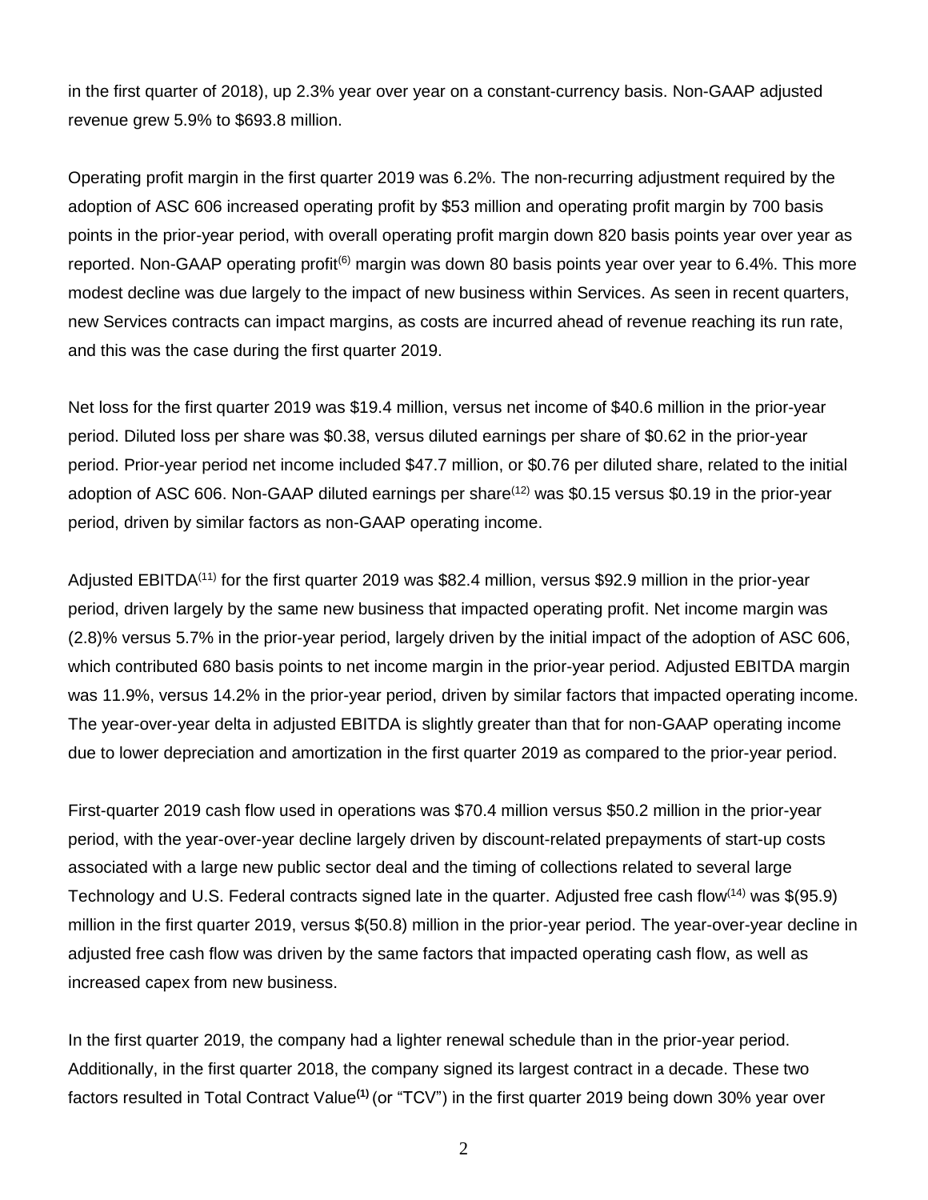in the first quarter of 2018), up 2.3% year over year on a constant-currency basis. Non-GAAP adjusted revenue grew 5.9% to $693.8 million.

Operating profit margin in the first quarter 2019 was 6.2%. The non-recurring adjustment required by the adoption of ASC 606 increased operating profit by $53 million and operating profit margin by 700 basis points in the prior-year period, with overall operating profit margin down 820 basis points year over year as reported. Non-GAAP operating profit[6] margin was down 80 basis points year over year to 6.4%. This more modest decline was due largely to the impact of new business within Services. As seen in recent quarters, new Services contracts can impact margins, as costs are incurred ahead of revenue reaching its run rate, and this was the case during the first quarter 2019.

Net loss for the first quarter 2019 was $19.4 million, versus net income of $40.6 million in the prior-year period. Diluted loss per share was $0.38, versus diluted earnings per share of $0.62 in the prior-year period. Prior-year period net income included $47.7 million, or $0.76 per diluted share, related to the initial adoption of ASC 606. Non-GAAP diluted earnings per share[12] was $0.15 versus $0.19 in the prior-year period, driven by similar factors as non-GAAP operating income.

Adjusted EBITDA[11] for the first quarter 2019 was $82.4 million, versus $92.9 million in the prior-year period, driven largely by the same new business that impacted operating profit. Net income margin was (2.8)% versus 5.7% in the prior-year period, largely driven by the initial impact of the adoption of ASC 606, which contributed 680 basis points to net income margin in the prior-year period. Adjusted EBITDA margin was 11.9%, versus 14.2% in the prior-year period, driven by similar factors that impacted operating income. The year-over-year delta in adjusted EBITDA is slightly greater than that for non-GAAP operating income due to lower depreciation and amortization in the first quarter 2019 as compared to the prior-year period.

First-quarter 2019 cash flow used in operations was $70.4 million versus $50.2 million in the prior-year period, with the year-over-year decline largely driven by discount-related prepayments of start-up costs associated with a large new public sector deal and the timing of collections related to several large Technology and U.S. Federal contracts signed late in the quarter. Adjusted free cash flow[14] was $(95.9) million in the first quarter 2019, versus $(50.8) million in the prior-year period. The year-over-year decline in adjusted free cash flow was driven by the same factors that impacted operating cash flow, as well as increased capex from new business.

In the first quarter 2019, the company had a lighter renewal schedule than in the prior-year period. Additionally, in the first quarter 2018, the company signed its largest contract in a decade. These two factors resulted in Total Contract Value**[1]** (or "TCV") in the first quarter 2019 being down 30% year over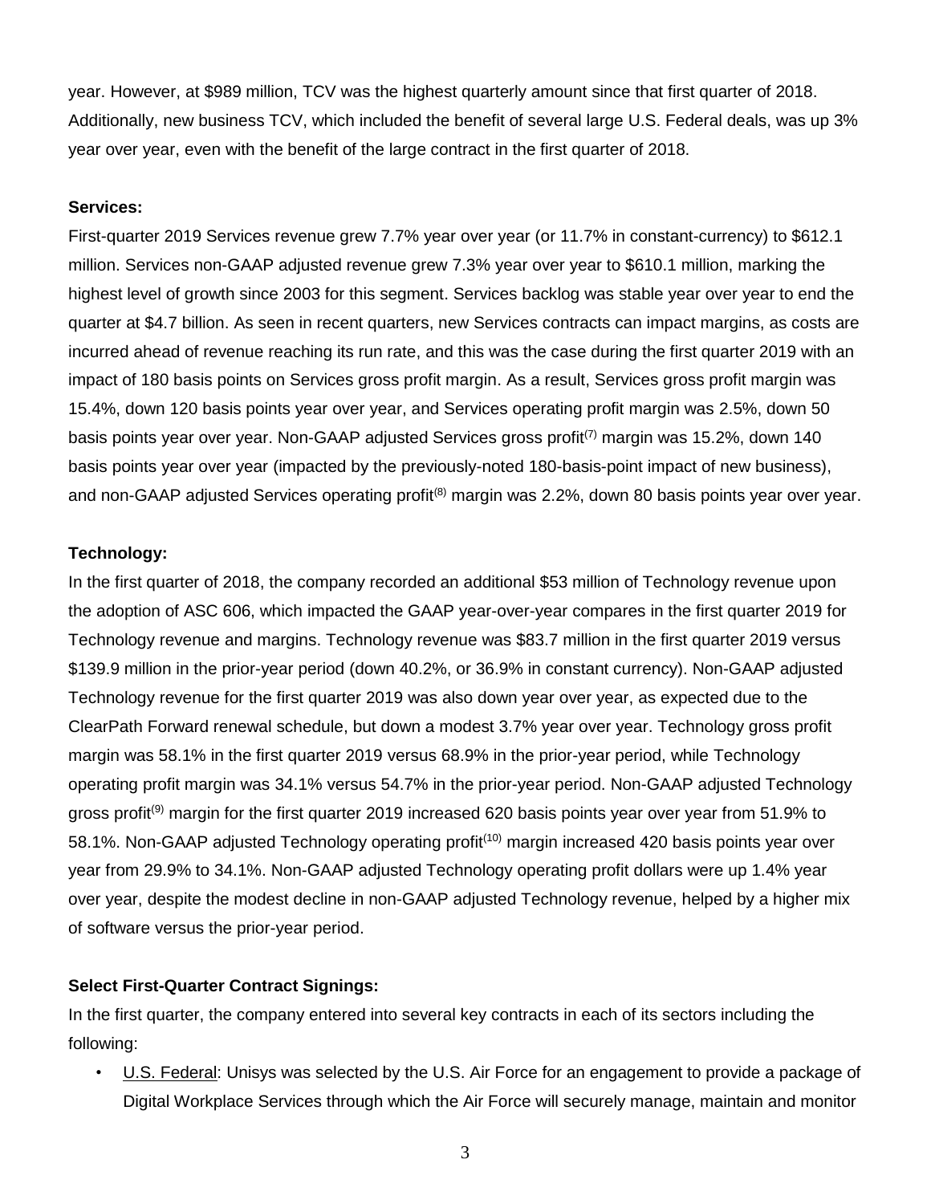year. However, at $989 million, TCV was the highest quarterly amount since that first quarter of 2018. Additionally, new business TCV, which included the benefit of several large U.S. Federal deals, was up 3% year over year, even with the benefit of the large contract in the first quarter of 2018.

**Services:**

First-quarter 2019 Services revenue grew 7.7% year over year (or 11.7% in constant-currency) to $612.1 million. Services non-GAAP adjusted revenue grew 7.3% year over year to $610.1 million, marking the highest level of growth since 2003 for this segment. Services backlog was stable year over year to end the quarter at $4.7 billion. As seen in recent quarters, new Services contracts can impact margins, as costs are incurred ahead of revenue reaching its run rate, and this was the case during the first quarter 2019 with an impact of 180 basis points on Services gross profit margin. As a result, Services gross profit margin was 15.4%, down 120 basis points year over year, and Services operating profit margin was 2.5%, down 50 basis points year over year. Non-GAAP adjusted Services gross profit(7) margin was 15.2%, down 140 basis points year over year (impacted by the previously-noted 180-basis-point impact of new business), and non-GAAP adjusted Services operating profit(8) margin was 2.2%, down 80 basis points year over year.

**Technology:**

In the first quarter of 2018, the company recorded an additional $53 million of Technology revenue upon the adoption of ASC 606, which impacted the GAAP year-over-year compares in the first quarter 2019 for Technology revenue and margins. Technology revenue was $83.7 million in the first quarter 2019 versus $139.9 million in the prior-year period (down 40.2%, or 36.9% in constant currency). Non-GAAP adjusted Technology revenue for the first quarter 2019 was also down year over year, as expected due to the ClearPath Forward renewal schedule, but down a modest 3.7% year over year. Technology gross profit margin was 58.1% in the first quarter 2019 versus 68.9% in the prior-year period, while Technology operating profit margin was 34.1% versus 54.7% in the prior-year period. Non-GAAP adjusted Technology gross profit(9) margin for the first quarter 2019 increased 620 basis points year over year from 51.9% to 58.1%. Non-GAAP adjusted Technology operating profit(10) margin increased 420 basis points year over year from 29.9% to 34.1%. Non-GAAP adjusted Technology operating profit dollars were up 1.4% year over year, despite the modest decline in non-GAAP adjusted Technology revenue, helped by a higher mix of software versus the prior-year period.

**Select First-Quarter Contract Signings:**

In the first quarter, the company entered into several key contracts in each of its sectors including the following:

- U.S. Federal: Unisys was selected by the U.S. Air Force for an engagement to provide a package of Digital Workplace Services through which the Air Force will securely manage, maintain and monitor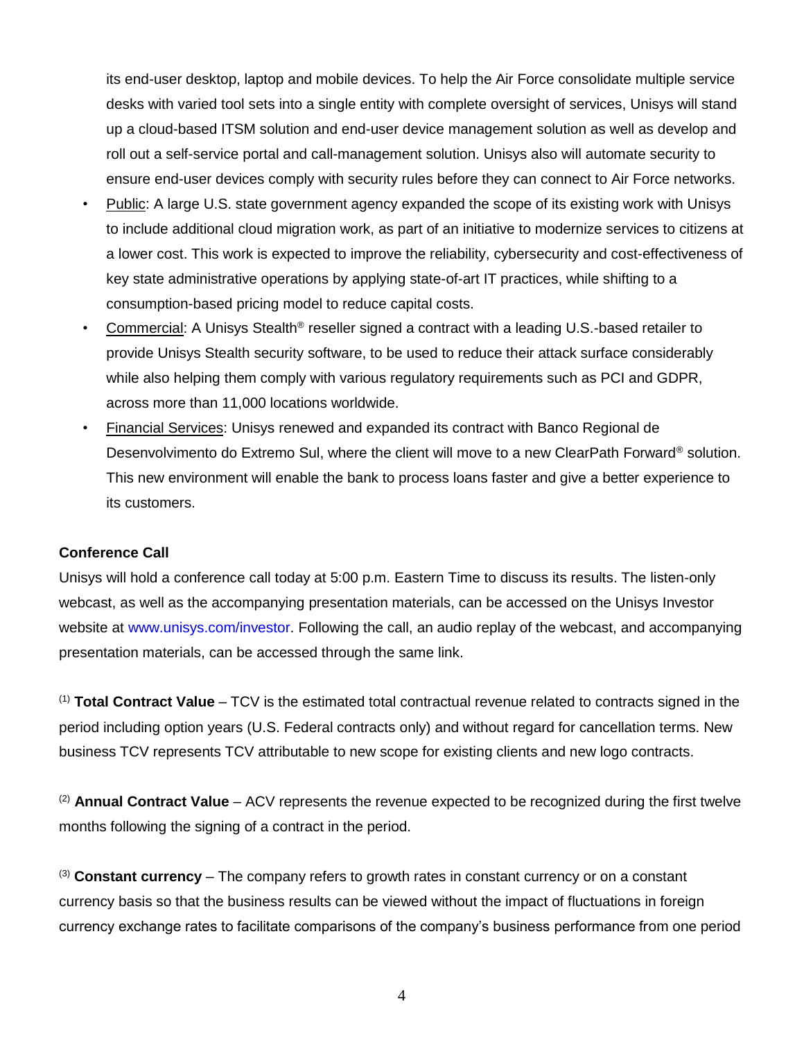its end-user desktop, laptop and mobile devices. To help the Air Force consolidate multiple service desks with varied tool sets into a single entity with complete oversight of services, Unisys will stand up a cloud-based ITSM solution and end-user device management solution as well as develop and roll out a self-service portal and call-management solution. Unisys also will automate security to ensure end-user devices comply with security rules before they can connect to Air Force networks.

- Public: A large U.S. state government agency expanded the scope of its existing work with Unisys to include additional cloud migration work, as part of an initiative to modernize services to citizens at a lower cost. This work is expected to improve the reliability, cybersecurity and cost-effectiveness of key state administrative operations by applying state-of-art IT practices, while shifting to a consumption-based pricing model to reduce capital costs.
- Commercial: A Unisys Stealth® reseller signed a contract with a leading U.S.-based retailer to provide Unisys Stealth security software, to be used to reduce their attack surface considerably while also helping them comply with various regulatory requirements such as PCI and GDPR, across more than 11,000 locations worldwide.
- Financial Services: Unisys renewed and expanded its contract with Banco Regional de Desenvolvimento do Extremo Sul, where the client will move to a new ClearPath Forward® solution. This new environment will enable the bank to process loans faster and give a better experience to its customers.

**Conference Call**

Unisys will hold a conference call today at 5:00 p.m. Eastern Time to discuss its results. The listen-only webcast, as well as the accompanying presentation materials, can be accessed on the Unisys Investor website at www.unisys.com/investor. Following the call, an audio replay of the webcast, and accompanying presentation materials, can be accessed through the same link.

(1) **Total Contract Value** – TCV is the estimated total contractual revenue related to contracts signed in the period including option years (U.S. Federal contracts only) and without regard for cancellation terms. New business TCV represents TCV attributable to new scope for existing clients and new logo contracts.

(2) **Annual Contract Value** – ACV represents the revenue expected to be recognized during the first twelve months following the signing of a contract in the period.

(3) **Constant currency** – The company refers to growth rates in constant currency or on a constant currency basis so that the business results can be viewed without the impact of fluctuations in foreign currency exchange rates to facilitate comparisons of the company's business performance from one period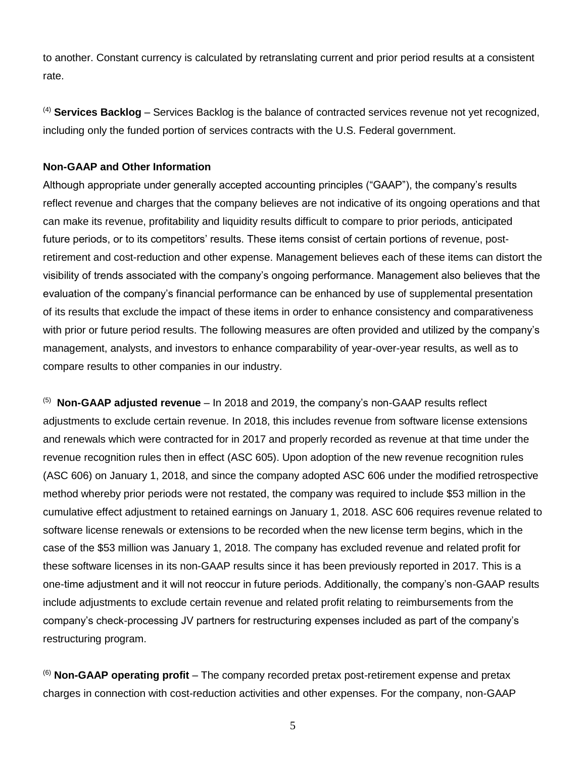to another. Constant currency is calculated by retranslating current and prior period results at a consistent rate.

[4] **Services Backlog** – Services Backlog is the balance of contracted services revenue not yet recognized, including only the funded portion of services contracts with the U.S. Federal government.

**Non-GAAP and Other Information**

Although appropriate under generally accepted accounting principles ("GAAP"), the company's results reflect revenue and charges that the company believes are not indicative of its ongoing operations and that can make its revenue, profitability and liquidity results difficult to compare to prior periods, anticipated future periods, or to its competitors' results. These items consist of certain portions of revenue, post-retirement and cost-reduction and other expense. Management believes each of these items can distort the visibility of trends associated with the company's ongoing performance. Management also believes that the evaluation of the company's financial performance can be enhanced by use of supplemental presentation of its results that exclude the impact of these items in order to enhance consistency and comparativeness with prior or future period results. The following measures are often provided and utilized by the company's management, analysts, and investors to enhance comparability of year-over-year results, as well as to compare results to other companies in our industry.

[5] **Non-GAAP adjusted revenue** – In 2018 and 2019, the company's non-GAAP results reflect adjustments to exclude certain revenue. In 2018, this includes revenue from software license extensions and renewals which were contracted for in 2017 and properly recorded as revenue at that time under the revenue recognition rules then in effect (ASC 605). Upon adoption of the new revenue recognition rules (ASC 606) on January 1, 2018, and since the company adopted ASC 606 under the modified retrospective method whereby prior periods were not restated, the company was required to include $53 million in the cumulative effect adjustment to retained earnings on January 1, 2018. ASC 606 requires revenue related to software license renewals or extensions to be recorded when the new license term begins, which in the case of the $53 million was January 1, 2018. The company has excluded revenue and related profit for these software licenses in its non-GAAP results since it has been previously reported in 2017. This is a one-time adjustment and it will not reoccur in future periods. Additionally, the company's non-GAAP results include adjustments to exclude certain revenue and related profit relating to reimbursements from the company's check-processing JV partners for restructuring expenses included as part of the company's restructuring program.

[6] **Non-GAAP operating profit** – The company recorded pretax post-retirement expense and pretax charges in connection with cost-reduction activities and other expenses. For the company, non-GAAP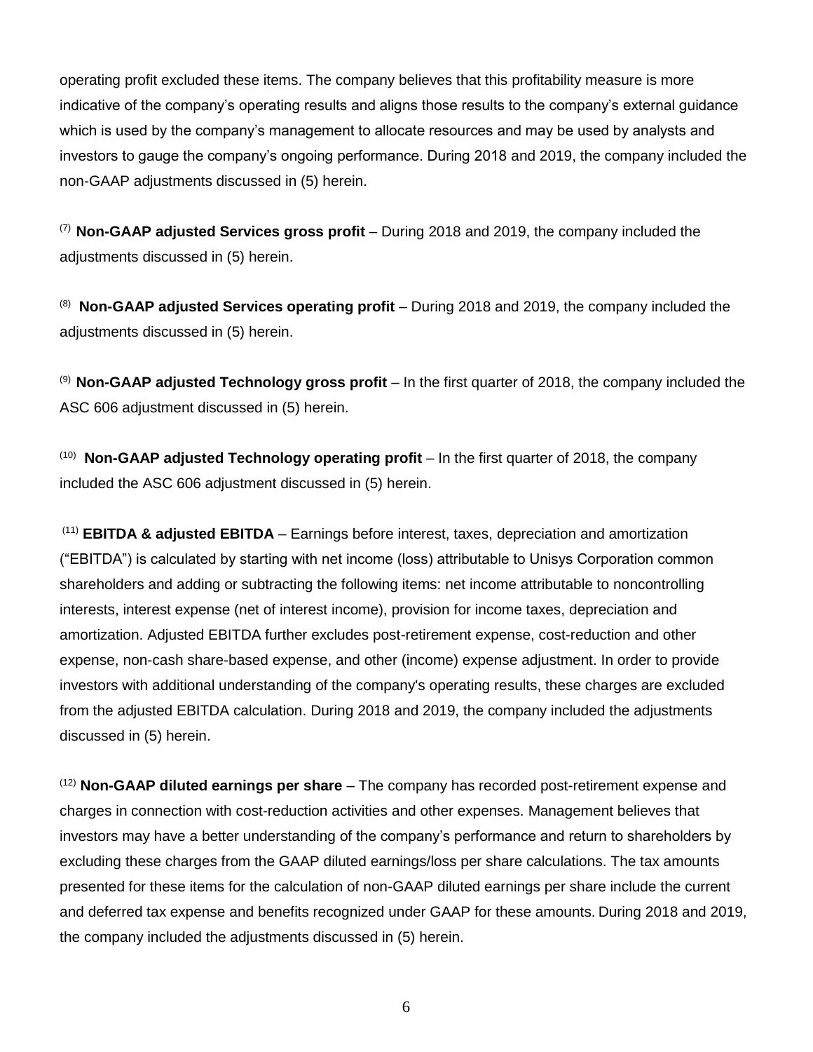operating profit excluded these items. The company believes that this profitability measure is more indicative of the company's operating results and aligns those results to the company's external guidance which is used by the company's management to allocate resources and may be used by analysts and investors to gauge the company's ongoing performance. During 2018 and 2019, the company included the non-GAAP adjustments discussed in (5) herein.

(7) **Non-GAAP adjusted Services gross profit** – During 2018 and 2019, the company included the adjustments discussed in (5) herein.

(8) **Non-GAAP adjusted Services operating profit** – During 2018 and 2019, the company included the adjustments discussed in (5) herein.

(9) **Non-GAAP adjusted Technology gross profit** – In the first quarter of 2018, the company included the ASC 606 adjustment discussed in (5) herein.

(10) **Non-GAAP adjusted Technology operating profit** – In the first quarter of 2018, the company included the ASC 606 adjustment discussed in (5) herein.

(11) **EBITDA & adjusted EBITDA** – Earnings before interest, taxes, depreciation and amortization ("EBITDA") is calculated by starting with net income (loss) attributable to Unisys Corporation common shareholders and adding or subtracting the following items: net income attributable to noncontrolling interests, interest expense (net of interest income), provision for income taxes, depreciation and amortization. Adjusted EBITDA further excludes post-retirement expense, cost-reduction and other expense, non-cash share-based expense, and other (income) expense adjustment. In order to provide investors with additional understanding of the company's operating results, these charges are excluded from the adjusted EBITDA calculation. During 2018 and 2019, the company included the adjustments discussed in (5) herein.

(12) **Non-GAAP diluted earnings per share** – The company has recorded post-retirement expense and charges in connection with cost-reduction activities and other expenses. Management believes that investors may have a better understanding of the company's performance and return to shareholders by excluding these charges from the GAAP diluted earnings/loss per share calculations. The tax amounts presented for these items for the calculation of non-GAAP diluted earnings per share include the current and deferred tax expense and benefits recognized under GAAP for these amounts. During 2018 and 2019, the company included the adjustments discussed in (5) herein.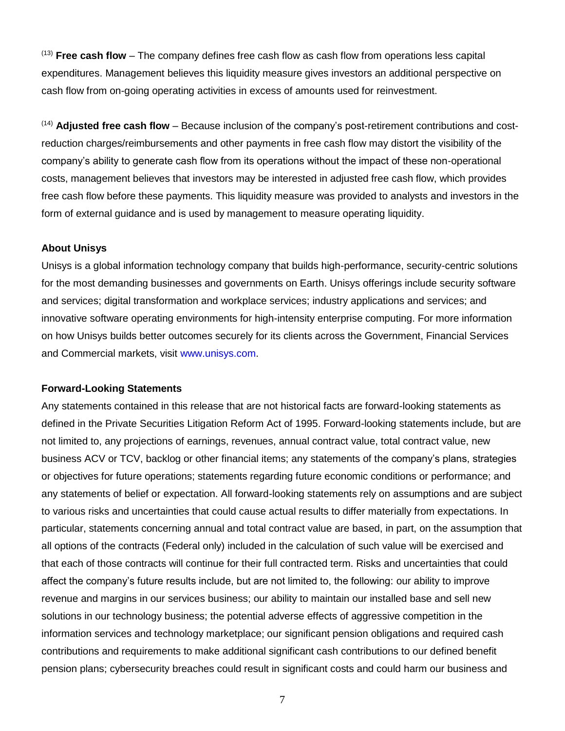[13] **Free cash flow** – The company defines free cash flow as cash flow from operations less capital expenditures. Management believes this liquidity measure gives investors an additional perspective on cash flow from on-going operating activities in excess of amounts used for reinvestment.

[14] **Adjusted free cash flow** – Because inclusion of the company's post-retirement contributions and cost-reduction charges/reimbursements and other payments in free cash flow may distort the visibility of the company's ability to generate cash flow from its operations without the impact of these non-operational costs, management believes that investors may be interested in adjusted free cash flow, which provides free cash flow before these payments. This liquidity measure was provided to analysts and investors in the form of external guidance and is used by management to measure operating liquidity.

**About Unisys**

Unisys is a global information technology company that builds high-performance, security-centric solutions for the most demanding businesses and governments on Earth. Unisys offerings include security software and services; digital transformation and workplace services; industry applications and services; and innovative software operating environments for high-intensity enterprise computing. For more information on how Unisys builds better outcomes securely for its clients across the Government, Financial Services and Commercial markets, visit www.unisys.com.

**Forward-Looking Statements**

Any statements contained in this release that are not historical facts are forward-looking statements as defined in the Private Securities Litigation Reform Act of 1995. Forward-looking statements include, but are not limited to, any projections of earnings, revenues, annual contract value, total contract value, new business ACV or TCV, backlog or other financial items; any statements of the company's plans, strategies or objectives for future operations; statements regarding future economic conditions or performance; and any statements of belief or expectation. All forward-looking statements rely on assumptions and are subject to various risks and uncertainties that could cause actual results to differ materially from expectations. In particular, statements concerning annual and total contract value are based, in part, on the assumption that all options of the contracts (Federal only) included in the calculation of such value will be exercised and that each of those contracts will continue for their full contracted term. Risks and uncertainties that could affect the company's future results include, but are not limited to, the following: our ability to improve revenue and margins in our services business; our ability to maintain our installed base and sell new solutions in our technology business; the potential adverse effects of aggressive competition in the information services and technology marketplace; our significant pension obligations and required cash contributions and requirements to make additional significant cash contributions to our defined benefit pension plans; cybersecurity breaches could result in significant costs and could harm our business and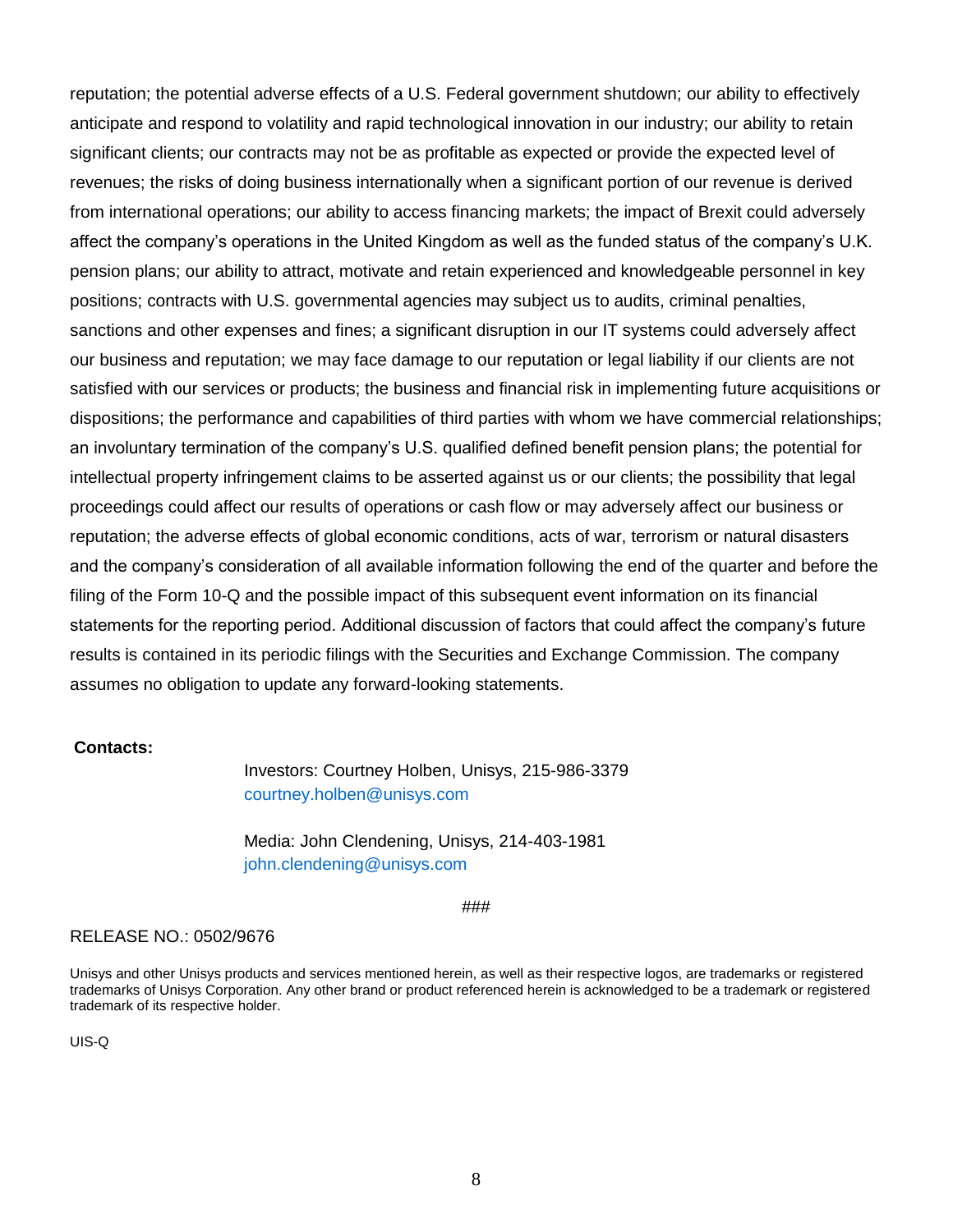reputation; the potential adverse effects of a U.S. Federal government shutdown; our ability to effectively anticipate and respond to volatility and rapid technological innovation in our industry; our ability to retain significant clients; our contracts may not be as profitable as expected or provide the expected level of revenues; the risks of doing business internationally when a significant portion of our revenue is derived from international operations; our ability to access financing markets; the impact of Brexit could adversely affect the company's operations in the United Kingdom as well as the funded status of the company's U.K. pension plans; our ability to attract, motivate and retain experienced and knowledgeable personnel in key positions; contracts with U.S. governmental agencies may subject us to audits, criminal penalties, sanctions and other expenses and fines; a significant disruption in our IT systems could adversely affect our business and reputation; we may face damage to our reputation or legal liability if our clients are not satisfied with our services or products; the business and financial risk in implementing future acquisitions or dispositions; the performance and capabilities of third parties with whom we have commercial relationships; an involuntary termination of the company's U.S. qualified defined benefit pension plans; the potential for intellectual property infringement claims to be asserted against us or our clients; the possibility that legal proceedings could affect our results of operations or cash flow or may adversely affect our business or reputation; the adverse effects of global economic conditions, acts of war, terrorism or natural disasters and the company's consideration of all available information following the end of the quarter and before the filing of the Form 10-Q and the possible impact of this subsequent event information on its financial statements for the reporting period. Additional discussion of factors that could affect the company's future results is contained in its periodic filings with the Securities and Exchange Commission. The company assumes no obligation to update any forward-looking statements.

**Contacts:**

Investors: Courtney Holben, Unisys, 215-986-3379
courtney.holben@unisys.com

Media: John Clendening, Unisys, 214-403-1981
john.clendening@unisys.com

###

RELEASE NO.: 0502/9676

Unisys and other Unisys products and services mentioned herein, as well as their respective logos, are trademarks or registered trademarks of Unisys Corporation. Any other brand or product referenced herein is acknowledged to be a trademark or registered trademark of its respective holder.

UIS-Q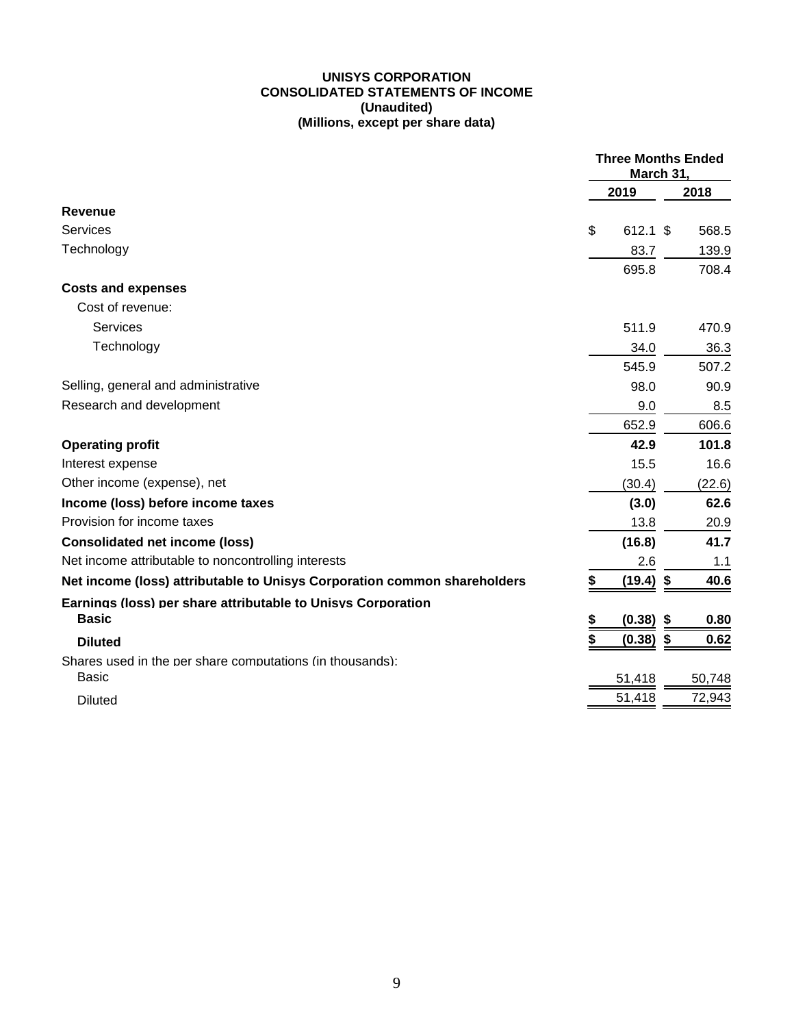**UNISYS CORPORATION**
**CONSOLIDATED STATEMENTS OF INCOME**
**(Unaudited)**
**(Millions, except per share data)**

| | Three Months Ended March 31, | |
|---|---|---|
| | **2019** | **2018** |
| **Revenue** | | |
| Services | $ 612.1 | $ 568.5 |
| Technology | 83.7 | 139.9 |
| | 695.8 | 708.4 |
| **Costs and expenses** | | |
| Cost of revenue: | | |
| Services | 511.9 | 470.9 |
| Technology | 34.0 | 36.3 |
| | 545.9 | 507.2 |
| Selling, general and administrative | 98.0 | 90.9 |
| Research and development | 9.0 | 8.5 |
| | 652.9 | 606.6 |
| **Operating profit** | **42.9** | **101.8** |
| Interest expense | 15.5 | 16.6 |
| Other income (expense), net | (30.4) | (22.6) |
| **Income (loss) before income taxes** | **(3.0)** | **62.6** |
| Provision for income taxes | 13.8 | 20.9 |
| **Consolidated net income (loss)** | **(16.8)** | **41.7** |
| Net income attributable to noncontrolling interests | 2.6 | 1.1 |
| **Net income (loss) attributable to Unisys Corporation common shareholders** | **$ (19.4)** | **$ 40.6** |
| **Earnings (loss) per share attributable to Unisys Corporation** | | |
| **Basic** | **$ (0.38)** | **$ 0.80** |
| **Diluted** | **$ (0.38)** | **$ 0.62** |
| Shares used in the per share computations (in thousands): | | |
| Basic | 51,418 | 50,748 |
| Diluted | 51,418 | 72,943 |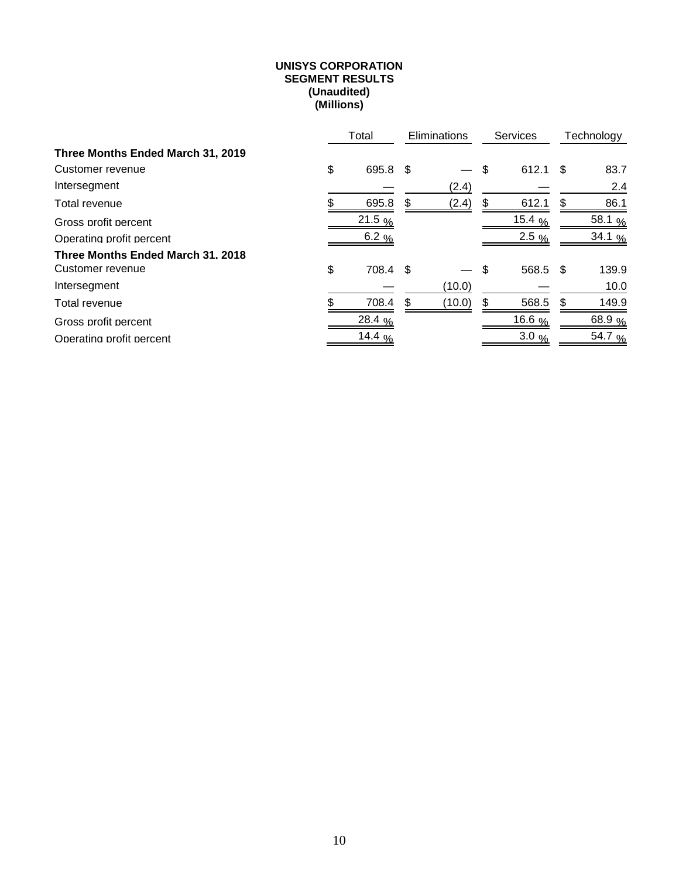# UNISYS CORPORATION
## SEGMENT RESULTS
### (Unaudited)
### (Millions)

| | Total | Eliminations | Services | Technology |
|---|---|---|---|---|
| **Three Months Ended March 31, 2019** | | | | |
| Customer revenue | $ 695.8 | $ — | $ 612.1 | $ 83.7 |
| Intersegment | — | (2.4) | — | 2.4 |
| Total revenue | $ 695.8 | $ (2.4) | $ 612.1 | $ 86.1 |
| Gross profit percent | 21.5 % | | 15.4 % | 58.1 % |
| Operating profit percent | 6.2 % | | 2.5 % | 34.1 % |
| **Three Months Ended March 31, 2018** | | | | |
| Customer revenue | $ 708.4 | $ — | $ 568.5 | $ 139.9 |
| Intersegment | — | (10.0) | — | 10.0 |
| Total revenue | $ 708.4 | $ (10.0) | $ 568.5 | $ 149.9 |
| Gross profit percent | 28.4 % | | 16.6 % | 68.9 % |
| Operating profit percent | 14.4 % | | 3.0 % | 54.7 % |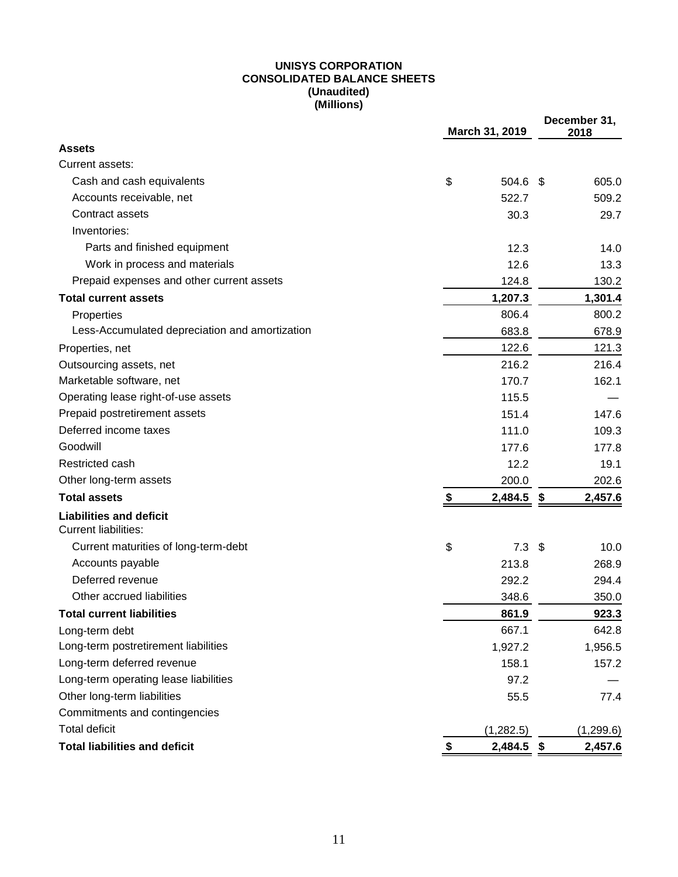**UNISYS CORPORATION**
**CONSOLIDATED BALANCE SHEETS**
**(Unaudited)**
**(Millions)**

| | March 31, 2019 | December 31, 2018 |
|---|---|---|
| **Assets** | | |
| Current assets: | | |
| Cash and cash equivalents | $ 504.6 | $ 605.0 |
| Accounts receivable, net | 522.7 | 509.2 |
| Contract assets | 30.3 | 29.7 |
| Inventories: | | |
| Parts and finished equipment | 12.3 | 14.0 |
| Work in process and materials | 12.6 | 13.3 |
| Prepaid expenses and other current assets | 124.8 | 130.2 |
| **Total current assets** | **1,207.3** | **1,301.4** |
| Properties | 806.4 | 800.2 |
| Less-Accumulated depreciation and amortization | 683.8 | 678.9 |
| Properties, net | 122.6 | 121.3 |
| Outsourcing assets, net | 216.2 | 216.4 |
| Marketable software, net | 170.7 | 162.1 |
| Operating lease right-of-use assets | 115.5 | — |
| Prepaid postretirement assets | 151.4 | 147.6 |
| Deferred income taxes | 111.0 | 109.3 |
| Goodwill | 177.6 | 177.8 |
| Restricted cash | 12.2 | 19.1 |
| Other long-term assets | 200.0 | 202.6 |
| **Total assets** | **$ 2,484.5** | **$ 2,457.6** |
| **Liabilities and deficit** | | |
| Current liabilities: | | |
| Current maturities of long-term-debt | $ 7.3 | $ 10.0 |
| Accounts payable | 213.8 | 268.9 |
| Deferred revenue | 292.2 | 294.4 |
| Other accrued liabilities | 348.6 | 350.0 |
| **Total current liabilities** | **861.9** | **923.3** |
| Long-term debt | 667.1 | 642.8 |
| Long-term postretirement liabilities | 1,927.2 | 1,956.5 |
| Long-term deferred revenue | 158.1 | 157.2 |
| Long-term operating lease liabilities | 97.2 | — |
| Other long-term liabilities | 55.5 | 77.4 |
| Commitments and contingencies | | |
| Total deficit | (1,282.5) | (1,299.6) |
| **Total liabilities and deficit** | **$ 2,484.5** | **$ 2,457.6** |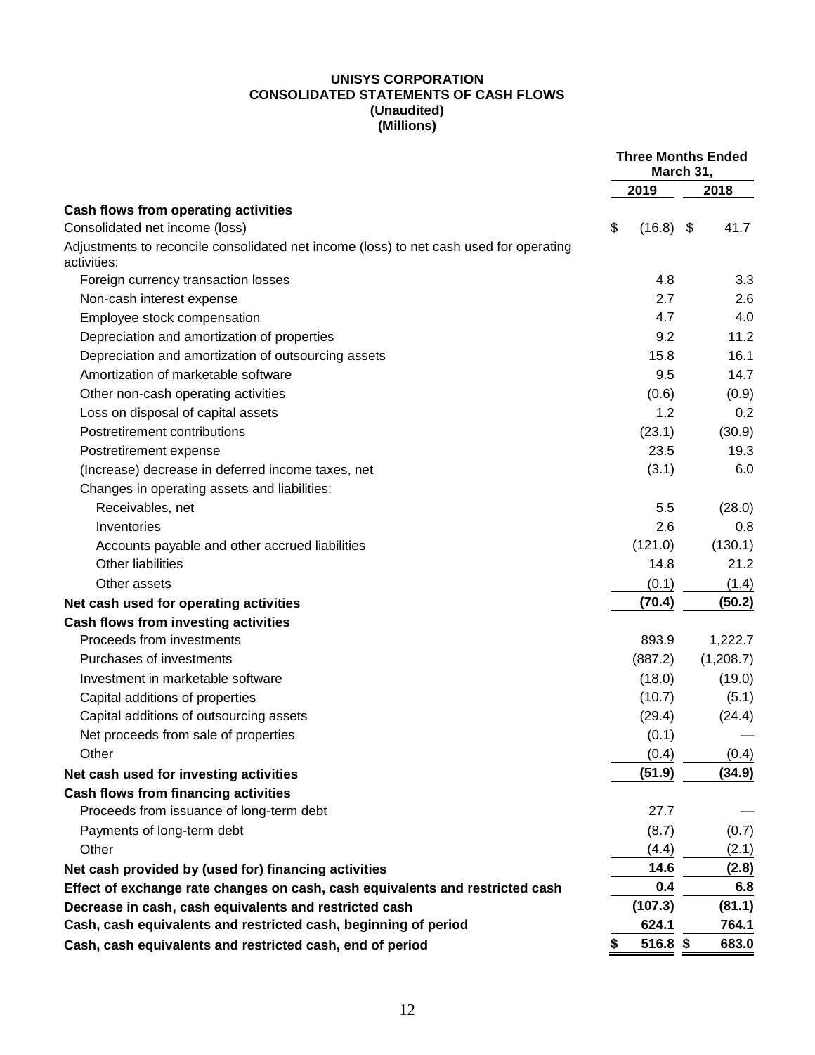**UNISYS CORPORATION**
**CONSOLIDATED STATEMENTS OF CASH FLOWS**
**(Unaudited)**
**(Millions)**

| | Three Months Ended March 31, | |
|---|---|---|
| | **2019** | **2018** |
| **Cash flows from operating activities** | | |
| Consolidated net income (loss) | $ (16.8) | $ 41.7 |
| Adjustments to reconcile consolidated net income (loss) to net cash used for operating activities: | | |
| Foreign currency transaction losses | 4.8 | 3.3 |
| Non-cash interest expense | 2.7 | 2.6 |
| Employee stock compensation | 4.7 | 4.0 |
| Depreciation and amortization of properties | 9.2 | 11.2 |
| Depreciation and amortization of outsourcing assets | 15.8 | 16.1 |
| Amortization of marketable software | 9.5 | 14.7 |
| Other non-cash operating activities | (0.6) | (0.9) |
| Loss on disposal of capital assets | 1.2 | 0.2 |
| Postretirement contributions | (23.1) | (30.9) |
| Postretirement expense | 23.5 | 19.3 |
| (Increase) decrease in deferred income taxes, net | (3.1) | 6.0 |
| Changes in operating assets and liabilities: | | |
| Receivables, net | 5.5 | (28.0) |
| Inventories | 2.6 | 0.8 |
| Accounts payable and other accrued liabilities | (121.0) | (130.1) |
| Other liabilities | 14.8 | 21.2 |
| Other assets | (0.1) | (1.4) |
| **Net cash used for operating activities** | **(70.4)** | **(50.2)** |
| **Cash flows from investing activities** | | |
| Proceeds from investments | 893.9 | 1,222.7 |
| Purchases of investments | (887.2) | (1,208.7) |
| Investment in marketable software | (18.0) | (19.0) |
| Capital additions of properties | (10.7) | (5.1) |
| Capital additions of outsourcing assets | (29.4) | (24.4) |
| Net proceeds from sale of properties | (0.1) | — |
| Other | (0.4) | (0.4) |
| **Net cash used for investing activities** | **(51.9)** | **(34.9)** |
| **Cash flows from financing activities** | | |
| Proceeds from issuance of long-term debt | 27.7 | — |
| Payments of long-term debt | (8.7) | (0.7) |
| Other | (4.4) | (2.1) |
| **Net cash provided by (used for) financing activities** | **14.6** | **(2.8)** |
| **Effect of exchange rate changes on cash, cash equivalents and restricted cash** | **0.4** | **6.8** |
| **Decrease in cash, cash equivalents and restricted cash** | **(107.3)** | **(81.1)** |
| **Cash, cash equivalents and restricted cash, beginning of period** | **624.1** | **764.1** |
| **Cash, cash equivalents and restricted cash, end of period** | **$ 516.8** | **$ 683.0** |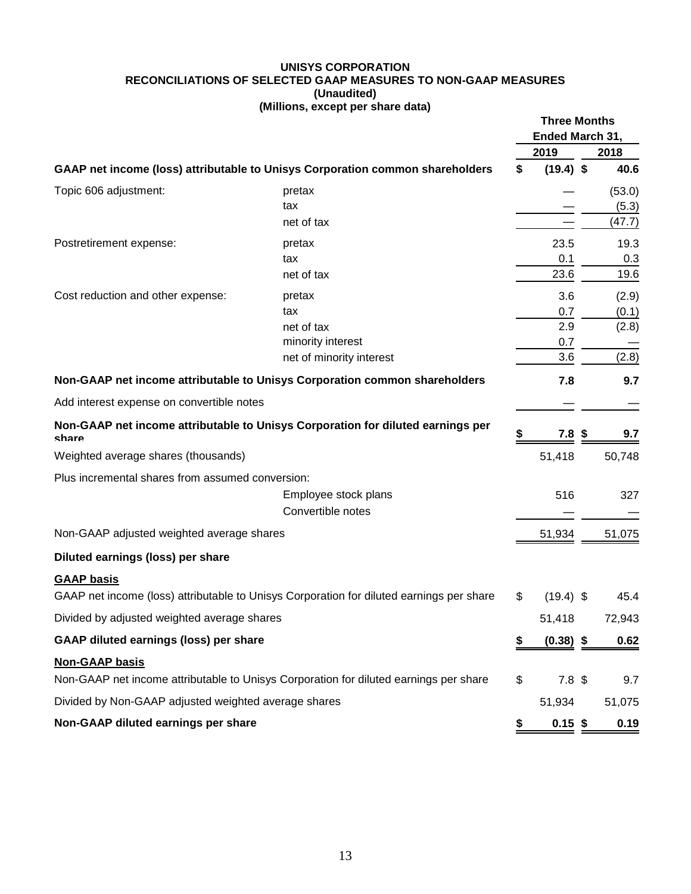**UNISYS CORPORATION**
**RECONCILIATIONS OF SELECTED GAAP MEASURES TO NON-GAAP MEASURES**
**(Unaudited)**
**(Millions, except per share data)**

| | | Three Months Ended March 31, 2019 | Three Months Ended March 31, 2018 |
|---|---|---|---|
| **GAAP net income (loss) attributable to Unisys Corporation common shareholders** | | **$ (19.4)** | **$ 40.6** |
| Topic 606 adjustment: | pretax | — | (53.0) |
| | tax | — | (5.3) |
| | net of tax | — | (47.7) |
| Postretirement expense: | pretax | 23.5 | 19.3 |
| | tax | 0.1 | 0.3 |
| | net of tax | 23.6 | 19.6 |
| Cost reduction and other expense: | pretax | 3.6 | (2.9) |
| | tax | 0.7 | (0.1) |
| | net of tax | 2.9 | (2.8) |
| | minority interest | 0.7 | — |
| | net of minority interest | 3.6 | (2.8) |
| **Non-GAAP net income attributable to Unisys Corporation common shareholders** | | **7.8** | **9.7** |
| Add interest expense on convertible notes | | — | — |
| **Non-GAAP net income attributable to Unisys Corporation for diluted earnings per share** | | **$ 7.8** | **$ 9.7** |
| Weighted average shares (thousands) | | 51,418 | 50,748 |
| Plus incremental shares from assumed conversion: | | | |
| | Employee stock plans | 516 | 327 |
| | Convertible notes | — | — |
| Non-GAAP adjusted weighted average shares | | 51,934 | 51,075 |
| **Diluted earnings (loss) per share** | | | |
| **GAAP basis** | | | |
| GAAP net income (loss) attributable to Unisys Corporation for diluted earnings per share | | $ (19.4) | $ 45.4 |
| Divided by adjusted weighted average shares | | 51,418 | 72,943 |
| **GAAP diluted earnings (loss) per share** | | **$ (0.38)** | **$ 0.62** |
| **Non-GAAP basis** | | | |
| Non-GAAP net income attributable to Unisys Corporation for diluted earnings per share | | $ 7.8 | $ 9.7 |
| Divided by Non-GAAP adjusted weighted average shares | | 51,934 | 51,075 |
| **Non-GAAP diluted earnings per share** | | **$ 0.15** | **$ 0.19** |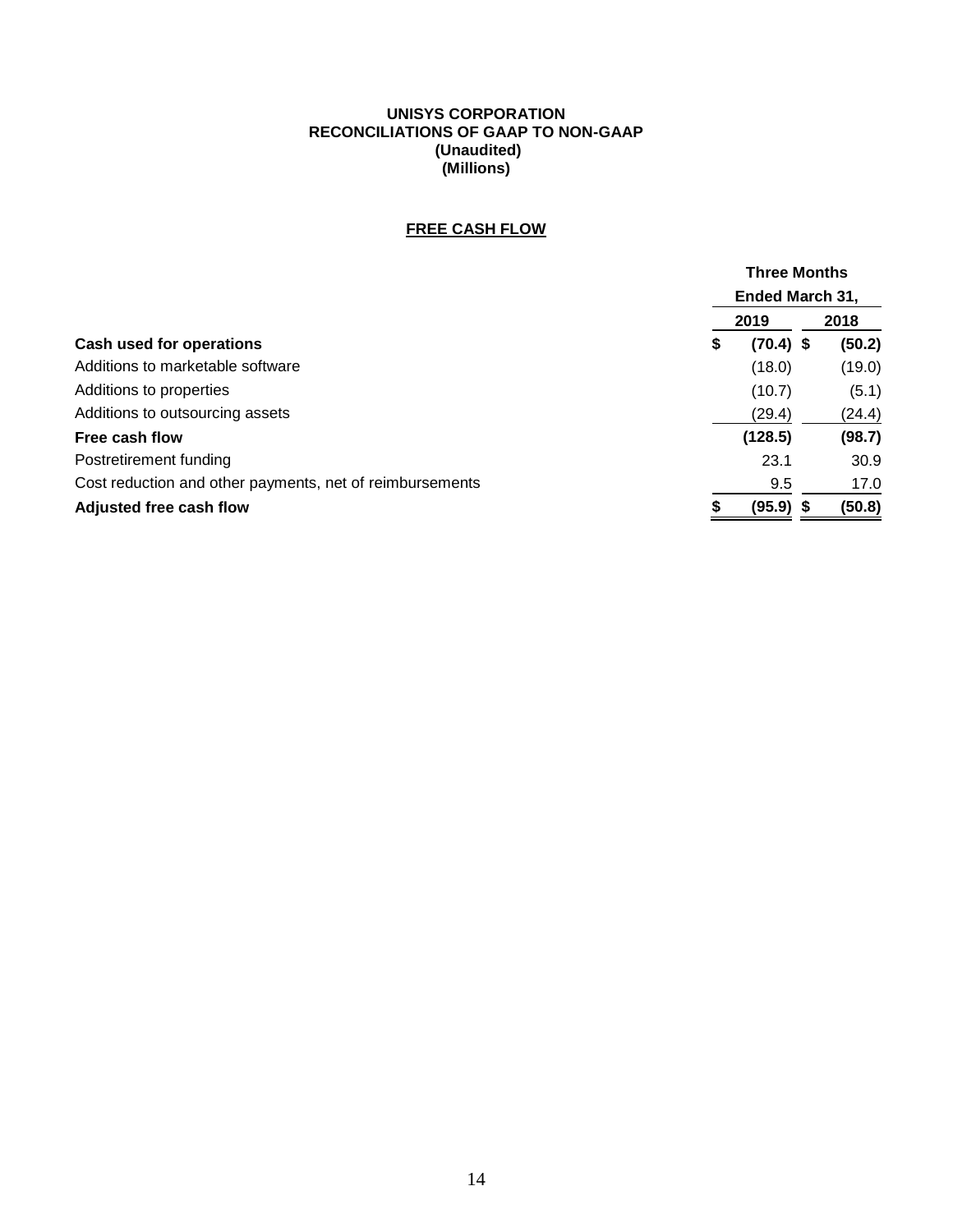**UNISYS CORPORATION**
**RECONCILIATIONS OF GAAP TO NON-GAAP**
**(Unaudited)**
**(Millions)**

**FREE CASH FLOW**

| | Three Months Ended March 31, | |
|---|---|---|
| | 2019 | 2018 |
| **Cash used for operations** | **$ (70.4)** | **$ (50.2)** |
| Additions to marketable software | (18.0) | (19.0) |
| Additions to properties | (10.7) | (5.1) |
| Additions to outsourcing assets | (29.4) | (24.4) |
| **Free cash flow** | **(128.5)** | **(98.7)** |
| Postretirement funding | 23.1 | 30.9 |
| Cost reduction and other payments, net of reimbursements | 9.5 | 17.0 |
| **Adjusted free cash flow** | **$ (95.9)** | **$ (50.8)** |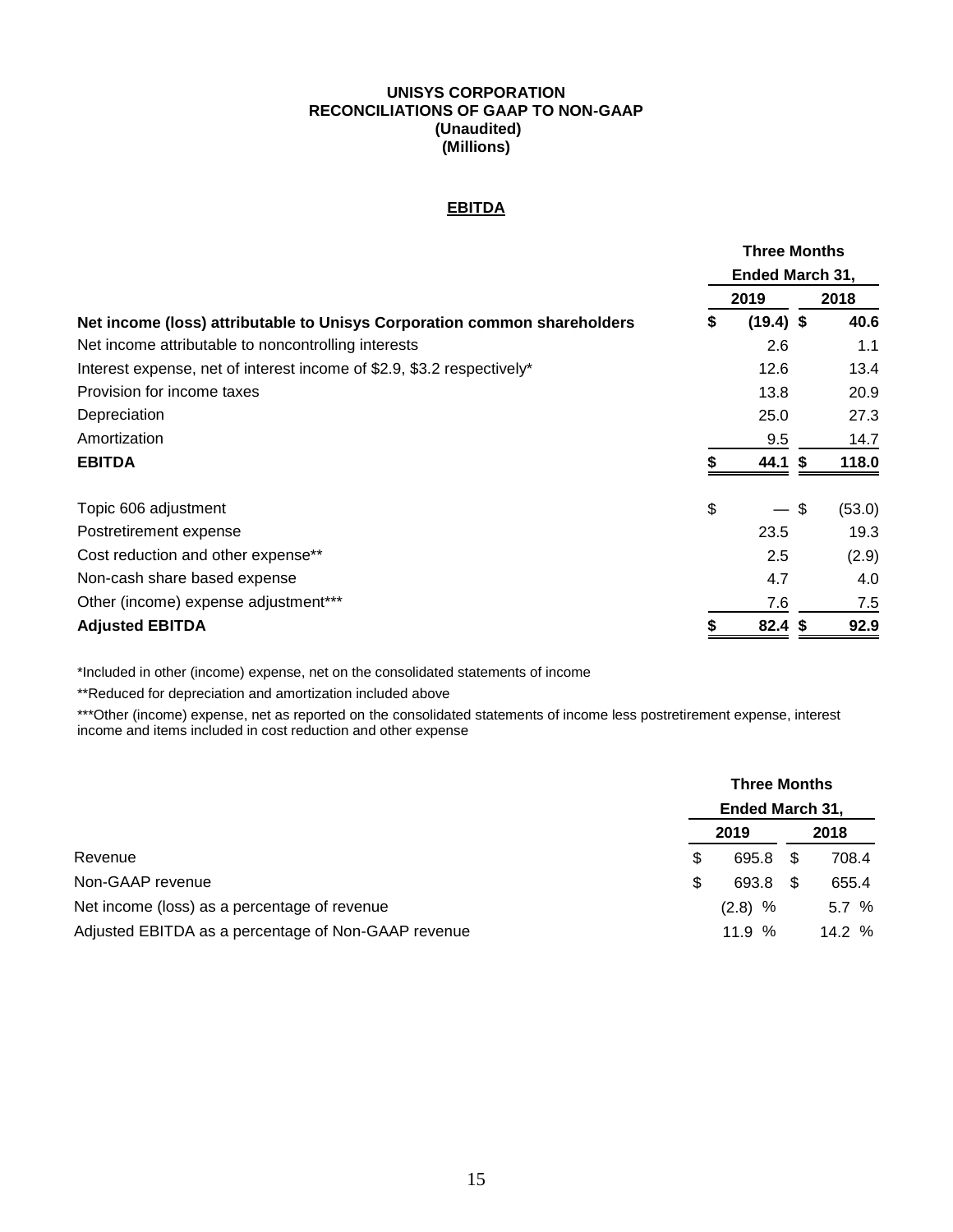**UNISYS CORPORATION**
**RECONCILIATIONS OF GAAP TO NON-GAAP**
**(Unaudited)**
**(Millions)**

**EBITDA**

| | Three Months Ended March 31, 2019 | Three Months Ended March 31, 2018 |
|---|---|---|
| **Net income (loss) attributable to Unisys Corporation common shareholders** | **$ (19.4)** | **$ 40.6** |
| Net income attributable to noncontrolling interests | 2.6 | 1.1 |
| Interest expense, net of interest income of $2.9, $3.2 respectively* | 12.6 | 13.4 |
| Provision for income taxes | 13.8 | 20.9 |
| Depreciation | 25.0 | 27.3 |
| Amortization | 9.5 | 14.7 |
| **EBITDA** | **$ 44.1** | **$ 118.0** |
| | | |
| Topic 606 adjustment | $ — | $ (53.0) |
| Postretirement expense | 23.5 | 19.3 |
| Cost reduction and other expense** | 2.5 | (2.9) |
| Non-cash share based expense | 4.7 | 4.0 |
| Other (income) expense adjustment*** | 7.6 | 7.5 |
| **Adjusted EBITDA** | **$ 82.4** | **$ 92.9** |

*Included in other (income) expense, net on the consolidated statements of income

**Reduced for depreciation and amortization included above

***Other (income) expense, net as reported on the consolidated statements of income less postretirement expense, interest income and items included in cost reduction and other expense

| | Three Months Ended March 31, 2019 | Three Months Ended March 31, 2018 |
|---|---|---|
| Revenue | $ 695.8 | $ 708.4 |
| Non-GAAP revenue | $ 693.8 | $ 655.4 |
| Net income (loss) as a percentage of revenue | (2.8) % | 5.7 % |
| Adjusted EBITDA as a percentage of Non-GAAP revenue | 11.9 % | 14.2 % |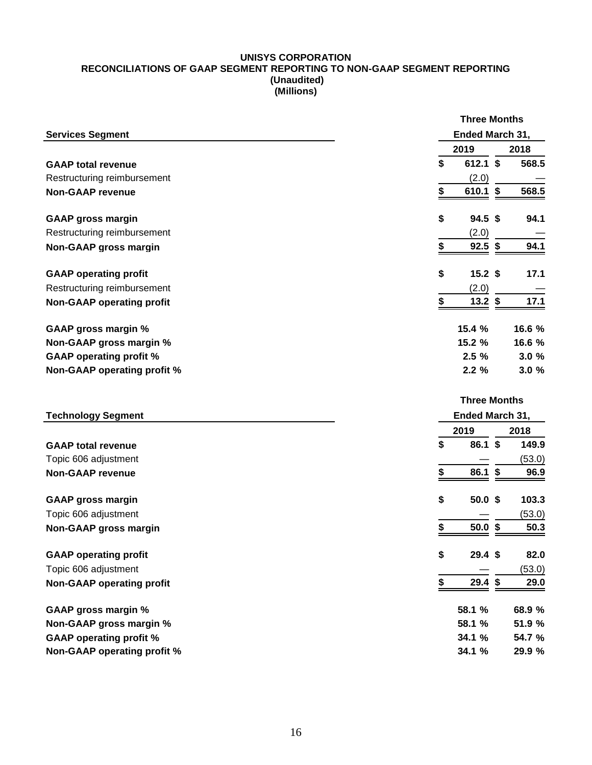**UNISYS CORPORATION**
**RECONCILIATIONS OF GAAP SEGMENT REPORTING TO NON-GAAP SEGMENT REPORTING**
**(Unaudited)**
**(Millions)**

| **Services Segment** | **Three Months Ended March 31,** | |
|---|---|---|
| | **2019** | **2018** |
| **GAAP total revenue** | $ 612.1 | $ 568.5 |
| Restructuring reimbursement | (2.0) | — |
| **Non-GAAP revenue** | $ 610.1 | $ 568.5 |
| | | |
| **GAAP gross margin** | $ 94.5 | $ 94.1 |
| Restructuring reimbursement | (2.0) | — |
| **Non-GAAP gross margin** | $ 92.5 | $ 94.1 |
| | | |
| **GAAP operating profit** | $ 15.2 | $ 17.1 |
| Restructuring reimbursement | (2.0) | — |
| **Non-GAAP operating profit** | $ 13.2 | $ 17.1 |
| | | |
| **GAAP gross margin %** | 15.4 % | 16.6 % |
| **Non-GAAP gross margin %** | 15.2 % | 16.6 % |
| **GAAP operating profit %** | 2.5 % | 3.0 % |
| **Non-GAAP operating profit %** | 2.2 % | 3.0 % |

| **Technology Segment** | **Three Months Ended March 31,** | |
|---|---|---|
| | **2019** | **2018** |
| **GAAP total revenue** | $ 86.1 | $ 149.9 |
| Topic 606 adjustment | — | (53.0) |
| **Non-GAAP revenue** | $ 86.1 | $ 96.9 |
| | | |
| **GAAP gross margin** | $ 50.0 | $ 103.3 |
| Topic 606 adjustment | — | (53.0) |
| **Non-GAAP gross margin** | $ 50.0 | $ 50.3 |
| | | |
| **GAAP operating profit** | $ 29.4 | $ 82.0 |
| Topic 606 adjustment | — | (53.0) |
| **Non-GAAP operating profit** | $ 29.4 | $ 29.0 |
| | | |
| **GAAP gross margin %** | 58.1 % | 68.9 % |
| **Non-GAAP gross margin %** | 58.1 % | 51.9 % |
| **GAAP operating profit %** | 34.1 % | 54.7 % |
| **Non-GAAP operating profit %** | 34.1 % | 29.9 % |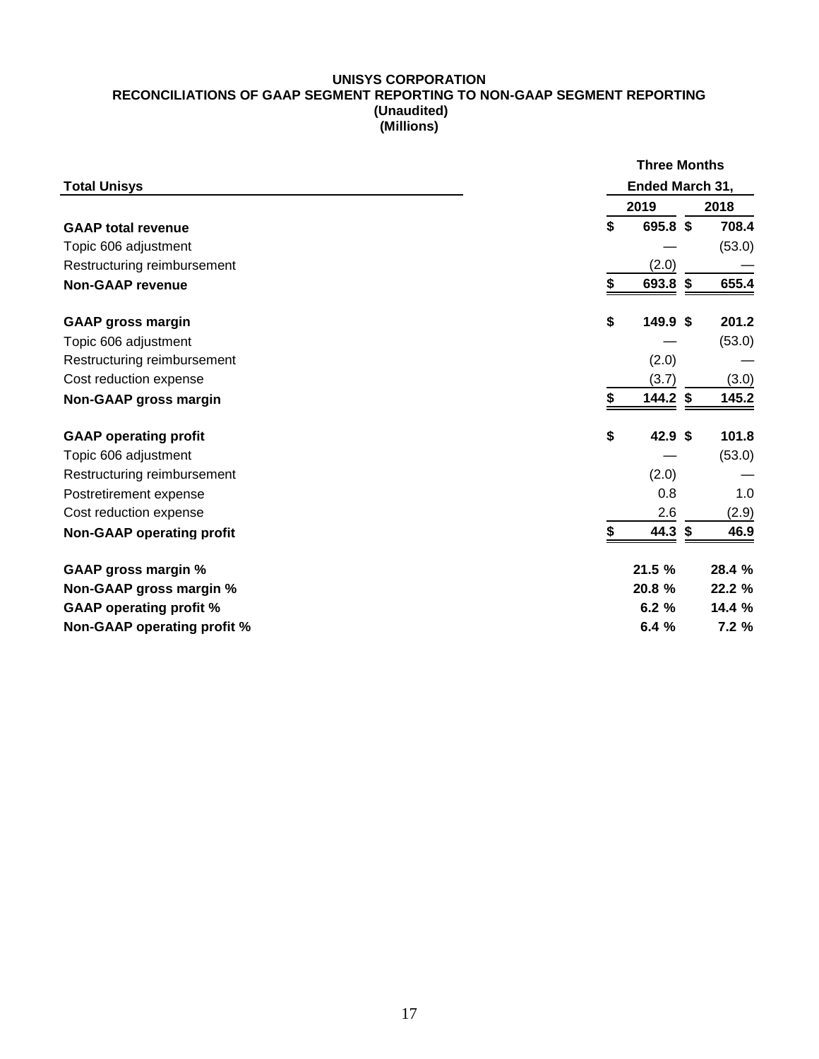**UNISYS CORPORATION**
**RECONCILIATIONS OF GAAP SEGMENT REPORTING TO NON-GAAP SEGMENT REPORTING**
**(Unaudited)**
**(Millions)**

| **Total Unisys** | **Three Months Ended March 31, 2019** | **2018** |
|---|---|---|
| **GAAP total revenue** | **$ 695.8** | **$ 708.4** |
| Topic 606 adjustment | — | (53.0) |
| Restructuring reimbursement | (2.0) | — |
| **Non-GAAP revenue** | **$ 693.8** | **$ 655.4** |
| | | |
| **GAAP gross margin** | **$ 149.9** | **$ 201.2** |
| Topic 606 adjustment | — | (53.0) |
| Restructuring reimbursement | (2.0) | — |
| Cost reduction expense | (3.7) | (3.0) |
| **Non-GAAP gross margin** | **$ 144.2** | **$ 145.2** |
| | | |
| **GAAP operating profit** | **$ 42.9** | **$ 101.8** |
| Topic 606 adjustment | — | (53.0) |
| Restructuring reimbursement | (2.0) | — |
| Postretirement expense | 0.8 | 1.0 |
| Cost reduction expense | 2.6 | (2.9) |
| **Non-GAAP operating profit** | **$ 44.3** | **$ 46.9** |
| | | |
| **GAAP gross margin %** | **21.5 %** | **28.4 %** |
| **Non-GAAP gross margin %** | **20.8 %** | **22.2 %** |
| **GAAP operating profit %** | **6.2 %** | **14.4 %** |
| **Non-GAAP operating profit %** | **6.4 %** | **7.2 %** |